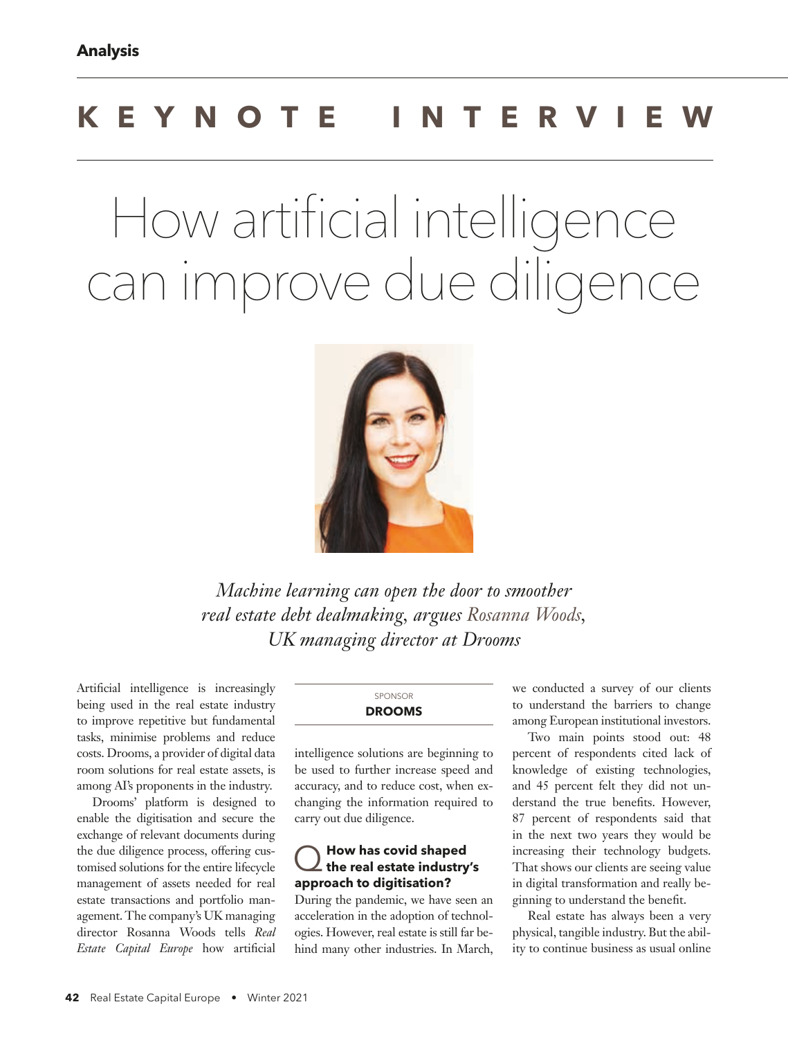Analysis

KEYNOTE INTERVIEW

# How artificial intelligence can improve due diligence

*Machine learning can open the door to smoother real estate debt dealmaking, argues Rosanna Woods, UK managing director at Drooms*

SPONSOR
**DROOMS**

Artificial intelligence is increasingly being used in the real estate industry to improve repetitive but fundamental tasks, minimise problems and reduce costs. Drooms, a provider of digital data room solutions for real estate assets, is among AI's proponents in the industry.

Drooms' platform is designed to enable the digitisation and secure the exchange of relevant documents during the due diligence process, offering customised solutions for the entire lifecycle management of assets needed for real estate transactions and portfolio management. The company's UK managing director Rosanna Woods tells *Real Estate Capital Europe* how artificial intelligence solutions are beginning to be used to further increase speed and accuracy, and to reduce cost, when exchanging the information required to carry out due diligence.

**Q How has covid shaped the real estate industry's approach to digitisation?**

During the pandemic, we have seen an acceleration in the adoption of technologies. However, real estate is still far behind many other industries. In March, we conducted a survey of our clients to understand the barriers to change among European institutional investors.

Two main points stood out: 48 percent of respondents cited lack of knowledge of existing technologies, and 45 percent felt they did not understand the true benefits. However, 87 percent of respondents said that in the next two years they would be increasing their technology budgets. That shows our clients are seeing value in digital transformation and really beginning to understand the benefit.

Real estate has always been a very physical, tangible industry. But the ability to continue business as usual online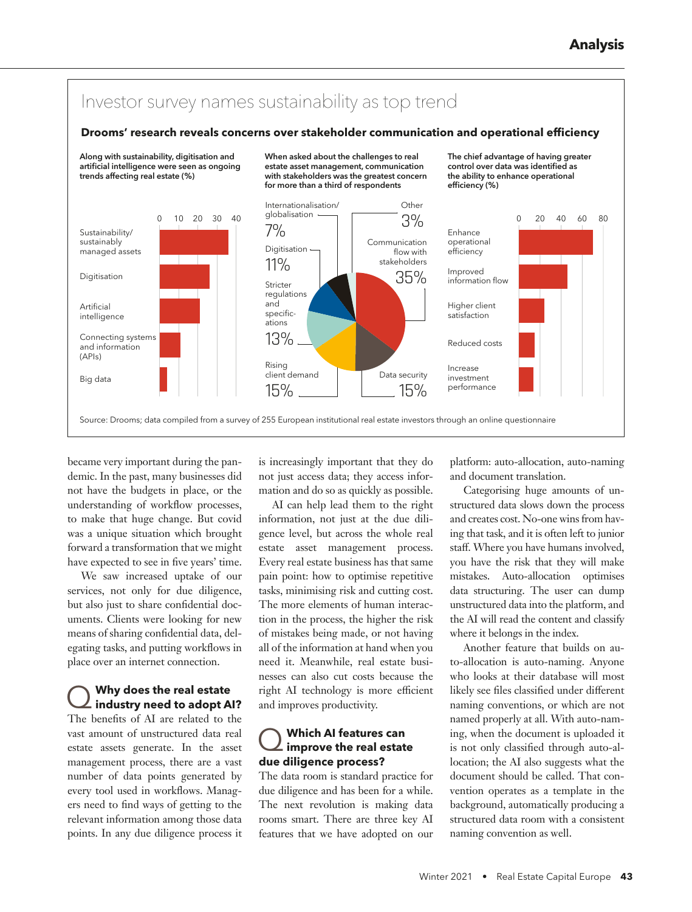## Investor survey names sustainability as top trend

**Drooms' research reveals concerns over stakeholder communication and operational efficiency**

**Along with sustainability, digitisation and artificial intelligence were seen as ongoing trends affecting real estate (%)**

- Sustainability/sustainably managed assets
- Digitisation
- Artificial intelligence
- Connecting systems and information (APIs)
- Big data

**When asked about the challenges to real estate asset management, communication with stakeholders was the greatest concern for more than a third of respondents**

| Challenge | % |
|---|---|
| Communication flow with stakeholders | 35% |
| Data security | 15% |
| Rising client demand | 15% |
| Stricter regulations and specifications | 13% |
| Digitisation | 11% |
| Internationalisation/globalisation | 7% |
| Other | 3% |

**The chief advantage of having greater control over data was identified as the ability to enhance operational efficiency (%)**

- Enhance operational efficiency
- Improved information flow
- Higher client satisfaction
- Reduced costs
- Increase investment performance

Source: Drooms; data compiled from a survey of 255 European institutional real estate investors through an online questionnaire

became very important during the pandemic. In the past, many businesses did not have the budgets in place, or the understanding of workflow processes, to make that huge change. But covid was a unique situation which brought forward a transformation that we might have expected to see in five years' time.

We saw increased uptake of our services, not only for due diligence, but also just to share confidential documents. Clients were looking for new means of sharing confidential data, delegating tasks, and putting workflows in place over an internet connection.

### Q Why does the real estate industry need to adopt AI?

The benefits of AI are related to the vast amount of unstructured data real estate assets generate. In the asset management process, there are a vast number of data points generated by every tool used in workflows. Managers need to find ways of getting to the relevant information among those data points. In any due diligence process it is increasingly important that they do not just access data; they access information and do so as quickly as possible.

AI can help lead them to the right information, not just at the due diligence level, but across the whole real estate asset management process. Every real estate business has that same pain point: how to optimise repetitive tasks, minimising risk and cutting cost. The more elements of human interaction in the process, the higher the risk of mistakes being made, or not having all of the information at hand when you need it. Meanwhile, real estate businesses can also cut costs because the right AI technology is more efficient and improves productivity.

### Q Which AI features can improve the real estate due diligence process?

The data room is standard practice for due diligence and has been for a while. The next revolution is making data rooms smart. There are three key AI features that we have adopted on our platform: auto-allocation, auto-naming and document translation.

Categorising huge amounts of unstructured data slows down the process and creates cost. No-one wins from having that task, and it is often left to junior staff. Where you have humans involved, you have the risk that they will make mistakes. Auto-allocation optimises data structuring. The user can dump unstructured data into the platform, and the AI will read the content and classify where it belongs in the index.

Another feature that builds on auto-allocation is auto-naming. Anyone who looks at their database will most likely see files classified under different naming conventions, or which are not named properly at all. With auto-naming, when the document is uploaded it is not only classified through auto-allocation; the AI also suggests what the document should be called. That convention operates as a template in the background, automatically producing a structured data room with a consistent naming convention as well.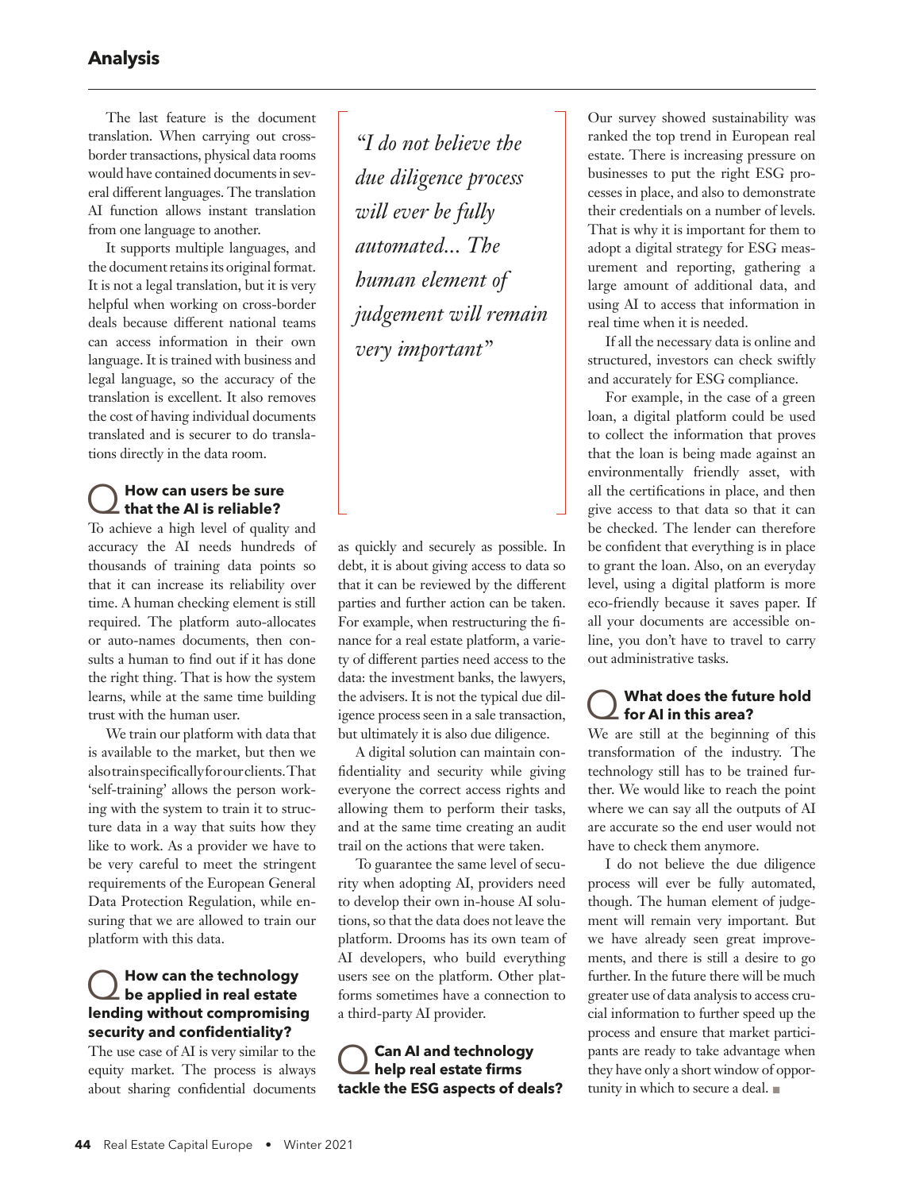The last feature is the document translation. When carrying out cross-border transactions, physical data rooms would have contained documents in several different languages. The translation AI function allows instant translation from one language to another.

It supports multiple languages, and the document retains its original format. It is not a legal translation, but it is very helpful when working on cross-border deals because different national teams can access information in their own language. It is trained with business and legal language, so the accuracy of the translation is excellent. It also removes the cost of having individual documents translated and is securer to do translations directly in the data room.

### Q How can users be sure that the AI is reliable?

To achieve a high level of quality and accuracy the AI needs hundreds of thousands of training data points so that it can increase its reliability over time. A human checking element is still required. The platform auto-allocates or auto-names documents, then consults a human to find out if it has done the right thing. That is how the system learns, while at the same time building trust with the human user.

We train our platform with data that is available to the market, but then we also train specifically for our clients. That 'self-training' allows the person working with the system to train it to structure data in a way that suits how they like to work. As a provider we have to be very careful to meet the stringent requirements of the European General Data Protection Regulation, while ensuring that we are allowed to train our platform with this data.

### Q How can the technology be applied in real estate lending without compromising security and confidentiality?

The use case of AI is very similar to the equity market. The process is always about sharing confidential documents as quickly and securely as possible. In debt, it is about giving access to data so that it can be reviewed by the different parties and further action can be taken. For example, when restructuring the finance for a real estate platform, a variety of different parties need access to the data: the investment banks, the lawyers, the advisers. It is not the typical due diligence process seen in a sale transaction, but ultimately it is also due diligence.

> *"I do not believe the due diligence process will ever be fully automated... The human element of judgement will remain very important"*

A digital solution can maintain confidentiality and security while giving everyone the correct access rights and allowing them to perform their tasks, and at the same time creating an audit trail on the actions that were taken.

To guarantee the same level of security when adopting AI, providers need to develop their own in-house AI solutions, so that the data does not leave the platform. Drooms has its own team of AI developers, who build everything users see on the platform. Other platforms sometimes have a connection to a third-party AI provider.

### Q Can AI and technology help real estate firms tackle the ESG aspects of deals?

Our survey showed sustainability was ranked the top trend in European real estate. There is increasing pressure on businesses to put the right ESG processes in place, and also to demonstrate their credentials on a number of levels. That is why it is important for them to adopt a digital strategy for ESG measurement and reporting, gathering a large amount of additional data, and using AI to access that information in real time when it is needed.

If all the necessary data is online and structured, investors can check swiftly and accurately for ESG compliance.

For example, in the case of a green loan, a digital platform could be used to collect the information that proves that the loan is being made against an environmentally friendly asset, with all the certifications in place, and then give access to that data so that it can be checked. The lender can therefore be confident that everything is in place to grant the loan. Also, on an everyday level, using a digital platform is more eco-friendly because it saves paper. If all your documents are accessible online, you don't have to travel to carry out administrative tasks.

### Q What does the future hold for AI in this area?

We are still at the beginning of this transformation of the industry. The technology still has to be trained further. We would like to reach the point where we can say all the outputs of AI are accurate so the end user would not have to check them anymore.

I do not believe the due diligence process will ever be fully automated, though. The human element of judgement will remain very important. But we have already seen great improvements, and there is still a desire to go further. In the future there will be much greater use of data analysis to access crucial information to further speed up the process and ensure that market participants are ready to take advantage when they have only a short window of opportunity in which to secure a deal. ■